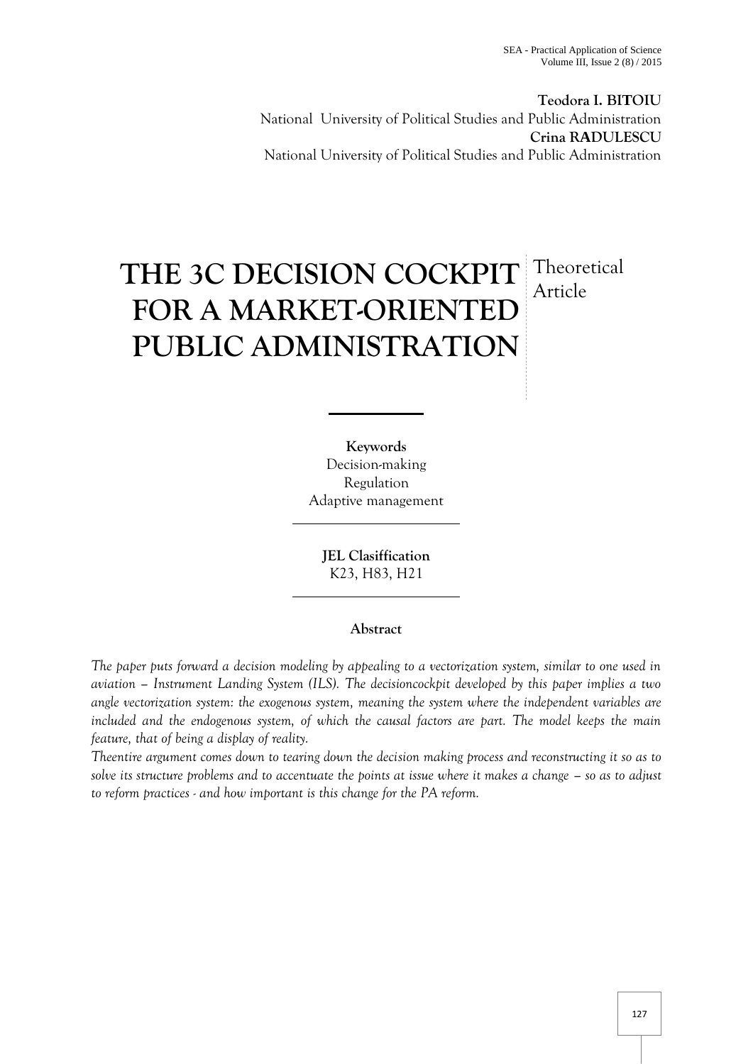**Teodora I. BITOIU**
National University of Political Studies and Public Administration
**Crina RADULESCU**
National University of Political Studies and Public Administration

# THE 3C DECISION COCKPIT FOR A MARKET-ORIENTED PUBLIC ADMINISTRATION

Theoretical Article

**Keywords**
Decision-making
Regulation
Adaptive management

**JEL Clasiffication**
K23, H83, H21

**Abstract**

*The paper puts forward a decision modeling by appealing to a vectorization system, similar to one used in aviation – Instrument Landing System (ILS). The decisioncockpit developed by this paper implies a two angle vectorization system: the exogenous system, meaning the system where the independent variables are included and the endogenous system, of which the causal factors are part. The model keeps the main feature, that of being a display of reality.*

*Theentire argument comes down to tearing down the decision making process and reconstructing it so as to solve its structure problems and to accentuate the points at issue where it makes a change – so as to adjust to reform practices - and how important is this change for the PA reform.*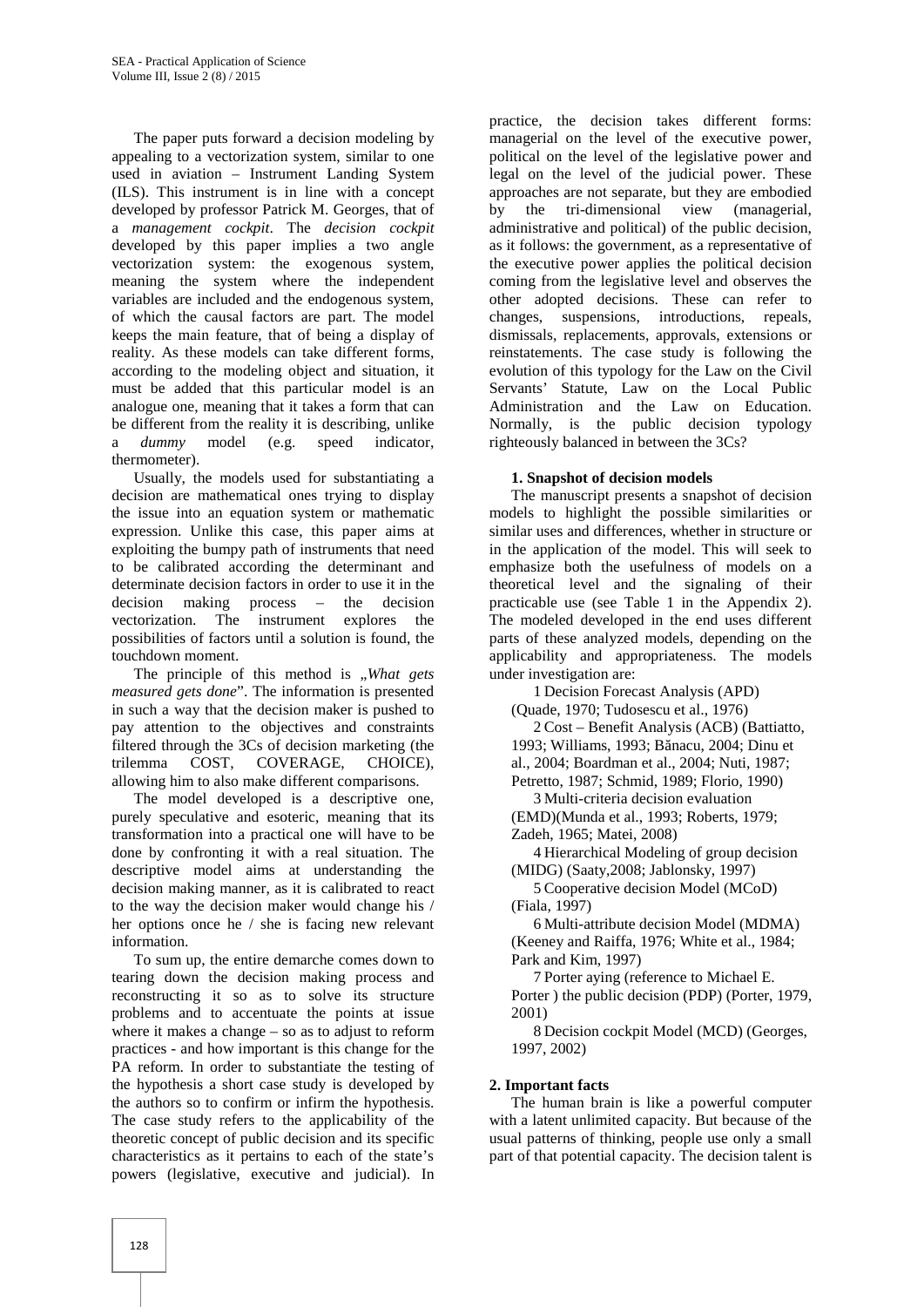The paper puts forward a decision modeling by appealing to a vectorization system, similar to one used in aviation – Instrument Landing System (ILS). This instrument is in line with a concept developed by professor Patrick M. Georges, that of a *management cockpit*. The *decision cockpit* developed by this paper implies a two angle vectorization system: the exogenous system, meaning the system where the independent variables are included and the endogenous system, of which the causal factors are part. The model keeps the main feature, that of being a display of reality. As these models can take different forms, according to the modeling object and situation, it must be added that this particular model is an analogue one, meaning that it takes a form that can be different from the reality it is describing, unlike a *dummy* model (e.g. speed indicator, thermometer).

Usually, the models used for substantiating a decision are mathematical ones trying to display the issue into an equation system or mathematic expression. Unlike this case, this paper aims at exploiting the bumpy path of instruments that need to be calibrated according the determinant and determinate decision factors in order to use it in the decision making process – the decision vectorization. The instrument explores the possibilities of factors until a solution is found, the touchdown moment.

The principle of this method is „*What gets measured gets done*". The information is presented in such a way that the decision maker is pushed to pay attention to the objectives and constraints filtered through the 3Cs of decision marketing (the trilemma COST, COVERAGE, CHOICE), allowing him to also make different comparisons.

The model developed is a descriptive one, purely speculative and esoteric, meaning that its transformation into a practical one will have to be done by confronting it with a real situation. The descriptive model aims at understanding the decision making manner, as it is calibrated to react to the way the decision maker would change his / her options once he / she is facing new relevant information.

To sum up, the entire demarche comes down to tearing down the decision making process and reconstructing it so as to solve its structure problems and to accentuate the points at issue where it makes a change – so as to adjust to reform practices - and how important is this change for the PA reform. In order to substantiate the testing of the hypothesis a short case study is developed by the authors so to confirm or infirm the hypothesis. The case study refers to the applicability of the theoretic concept of public decision and its specific characteristics as it pertains to each of the state's powers (legislative, executive and judicial). In practice, the decision takes different forms: managerial on the level of the executive power, political on the level of the legislative power and legal on the level of the judicial power. These approaches are not separate, but they are embodied by the tri-dimensional view (managerial, administrative and political) of the public decision, as it follows: the government, as a representative of the executive power applies the political decision coming from the legislative level and observes the other adopted decisions. These can refer to changes, suspensions, introductions, repeals, dismissals, replacements, approvals, extensions or reinstatements. The case study is following the evolution of this typology for the Law on the Civil Servants' Statute, Law on the Local Public Administration and the Law on Education. Normally, is the public decision typology righteously balanced in between the 3Cs?

## 1. Snapshot of decision models

The manuscript presents a snapshot of decision models to highlight the possible similarities or similar uses and differences, whether in structure or in the application of the model. This will seek to emphasize both the usefulness of models on a theoretical level and the signaling of their practicable use (see Table 1 in the Appendix 2). The modeled developed in the end uses different parts of these analyzed models, depending on the applicability and appropriateness. The models under investigation are:

1 Decision Forecast Analysis (APD) (Quade, 1970; Tudosescu et al., 1976)

2 Cost – Benefit Analysis (ACB) (Battiatto, 1993; Williams, 1993; Bănacu, 2004; Dinu et al., 2004; Boardman et al., 2004; Nuti, 1987; Petretto, 1987; Schmid, 1989; Florio, 1990)

3 Multi-criteria decision evaluation (EMD)(Munda et al., 1993; Roberts, 1979; Zadeh, 1965; Matei, 2008)

4 Hierarchical Modeling of group decision (MIDG) (Saaty,2008; Jablonsky, 1997)

5 Cooperative decision Model (MCoD) (Fiala, 1997)

6 Multi-attribute decision Model (MDMA) (Keeney and Raiffa, 1976; White et al., 1984; Park and Kim, 1997)

7 Porter aying (reference to Michael E. Porter ) the public decision (PDP) (Porter, 1979, 2001)

8 Decision cockpit Model (MCD) (Georges, 1997, 2002)

## 2. Important facts

The human brain is like a powerful computer with a latent unlimited capacity. But because of the usual patterns of thinking, people use only a small part of that potential capacity. The decision talent is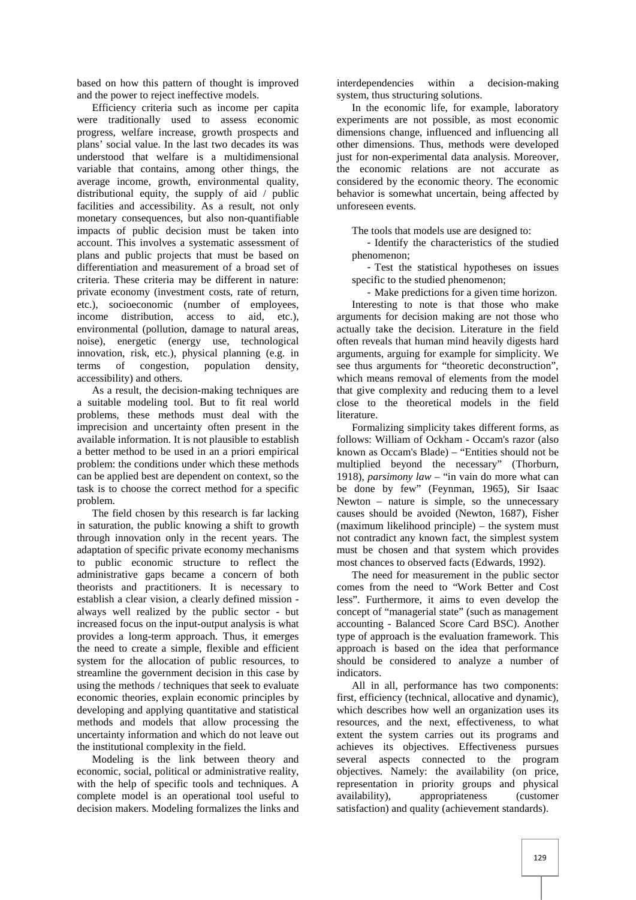based on how this pattern of thought is improved and the power to reject ineffective models.

Efficiency criteria such as income per capita were traditionally used to assess economic progress, welfare increase, growth prospects and plans' social value. In the last two decades its was understood that welfare is a multidimensional variable that contains, among other things, the average income, growth, environmental quality, distributional equity, the supply of aid / public facilities and accessibility. As a result, not only monetary consequences, but also non-quantifiable impacts of public decision must be taken into account. This involves a systematic assessment of plans and public projects that must be based on differentiation and measurement of a broad set of criteria. These criteria may be different in nature: private economy (investment costs, rate of return, etc.), socioeconomic (number of employees, income distribution, access to aid, etc.), environmental (pollution, damage to natural areas, noise), energetic (energy use, technological innovation, risk, etc.), physical planning (e.g. in terms of congestion, population density, accessibility) and others.

As a result, the decision-making techniques are a suitable modeling tool. But to fit real world problems, these methods must deal with the imprecision and uncertainty often present in the available information. It is not plausible to establish a better method to be used in an a priori empirical problem: the conditions under which these methods can be applied best are dependent on context, so the task is to choose the correct method for a specific problem.

The field chosen by this research is far lacking in saturation, the public knowing a shift to growth through innovation only in the recent years. The adaptation of specific private economy mechanisms to public economic structure to reflect the administrative gaps became a concern of both theorists and practitioners. It is necessary to establish a clear vision, a clearly defined mission - always well realized by the public sector - but increased focus on the input-output analysis is what provides a long-term approach. Thus, it emerges the need to create a simple, flexible and efficient system for the allocation of public resources, to streamline the government decision in this case by using the methods / techniques that seek to evaluate economic theories, explain economic principles by developing and applying quantitative and statistical methods and models that allow processing the uncertainty information and which do not leave out the institutional complexity in the field.

Modeling is the link between theory and economic, social, political or administrative reality, with the help of specific tools and techniques. A complete model is an operational tool useful to decision makers. Modeling formalizes the links and interdependencies within a decision-making system, thus structuring solutions.

In the economic life, for example, laboratory experiments are not possible, as most economic dimensions change, influenced and influencing all other dimensions. Thus, methods were developed just for non-experimental data analysis. Moreover, the economic relations are not accurate as considered by the economic theory. The economic behavior is somewhat uncertain, being affected by unforeseen events.

The tools that models use are designed to:

- Identify the characteristics of the studied phenomenon;
- Test the statistical hypotheses on issues specific to the studied phenomenon;
- Make predictions for a given time horizon.

Interesting to note is that those who make arguments for decision making are not those who actually take the decision. Literature in the field often reveals that human mind heavily digests hard arguments, arguing for example for simplicity. We see thus arguments for "theoretic deconstruction", which means removal of elements from the model that give complexity and reducing them to a level close to the theoretical models in the field literature.

Formalizing simplicity takes different forms, as follows: William of Ockham - Occam's razor (also known as Occam's Blade) – "Entities should not be multiplied beyond the necessary" (Thorburn, 1918), *parsimony law* – "in vain do more what can be done by few" (Feynman, 1965), Sir Isaac Newton – nature is simple, so the unnecessary causes should be avoided (Newton, 1687), Fisher (maximum likelihood principle) – the system must not contradict any known fact, the simplest system must be chosen and that system which provides most chances to observed facts (Edwards, 1992).

The need for measurement in the public sector comes from the need to "Work Better and Cost less". Furthermore, it aims to even develop the concept of "managerial state" (such as management accounting - Balanced Score Card BSC). Another type of approach is the evaluation framework. This approach is based on the idea that performance should be considered to analyze a number of indicators.

All in all, performance has two components: first, efficiency (technical, allocative and dynamic), which describes how well an organization uses its resources, and the next, effectiveness, to what extent the system carries out its programs and achieves its objectives. Effectiveness pursues several aspects connected to the program objectives. Namely: the availability (on price, representation in priority groups and physical availability), appropriateness (customer satisfaction) and quality (achievement standards).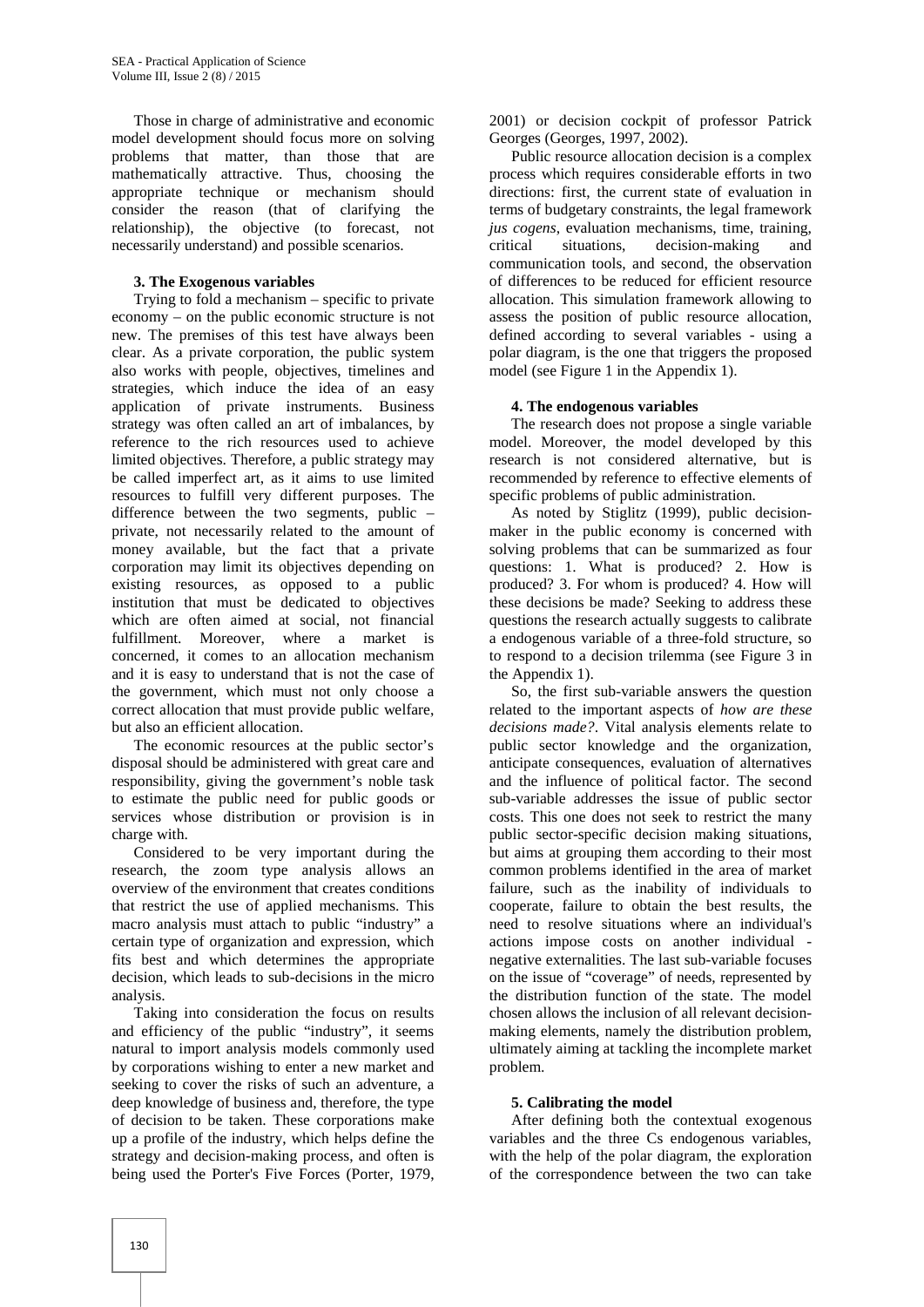Those in charge of administrative and economic model development should focus more on solving problems that matter, than those that are mathematically attractive. Thus, choosing the appropriate technique or mechanism should consider the reason (that of clarifying the relationship), the objective (to forecast, not necessarily understand) and possible scenarios.

### 3. The Exogenous variables

Trying to fold a mechanism – specific to private economy – on the public economic structure is not new. The premises of this test have always been clear. As a private corporation, the public system also works with people, objectives, timelines and strategies, which induce the idea of an easy application of private instruments. Business strategy was often called an art of imbalances, by reference to the rich resources used to achieve limited objectives. Therefore, a public strategy may be called imperfect art, as it aims to use limited resources to fulfill very different purposes. The difference between the two segments, public – private, not necessarily related to the amount of money available, but the fact that a private corporation may limit its objectives depending on existing resources, as opposed to a public institution that must be dedicated to objectives which are often aimed at social, not financial fulfillment. Moreover, where a market is concerned, it comes to an allocation mechanism and it is easy to understand that is not the case of the government, which must not only choose a correct allocation that must provide public welfare, but also an efficient allocation.

The economic resources at the public sector's disposal should be administered with great care and responsibility, giving the government's noble task to estimate the public need for public goods or services whose distribution or provision is in charge with.

Considered to be very important during the research, the zoom type analysis allows an overview of the environment that creates conditions that restrict the use of applied mechanisms. This macro analysis must attach to public "industry" a certain type of organization and expression, which fits best and which determines the appropriate decision, which leads to sub-decisions in the micro analysis.

Taking into consideration the focus on results and efficiency of the public "industry", it seems natural to import analysis models commonly used by corporations wishing to enter a new market and seeking to cover the risks of such an adventure, a deep knowledge of business and, therefore, the type of decision to be taken. These corporations make up a profile of the industry, which helps define the strategy and decision-making process, and often is being used the Porter's Five Forces (Porter, 1979, 2001) or decision cockpit of professor Patrick Georges (Georges, 1997, 2002).

Public resource allocation decision is a complex process which requires considerable efforts in two directions: first, the current state of evaluation in terms of budgetary constraints, the legal framework *jus cogens*, evaluation mechanisms, time, training, critical situations, decision-making and communication tools, and second, the observation of differences to be reduced for efficient resource allocation. This simulation framework allowing to assess the position of public resource allocation, defined according to several variables - using a polar diagram, is the one that triggers the proposed model (see Figure 1 in the Appendix 1).

### 4. The endogenous variables

The research does not propose a single variable model. Moreover, the model developed by this research is not considered alternative, but is recommended by reference to effective elements of specific problems of public administration.

As noted by Stiglitz (1999), public decision-maker in the public economy is concerned with solving problems that can be summarized as four questions: 1. What is produced? 2. How is produced? 3. For whom is produced? 4. How will these decisions be made? Seeking to address these questions the research actually suggests to calibrate a endogenous variable of a three-fold structure, so to respond to a decision trilemma (see Figure 3 in the Appendix 1).

So, the first sub-variable answers the question related to the important aspects of *how are these decisions made?*. Vital analysis elements relate to public sector knowledge and the organization, anticipate consequences, evaluation of alternatives and the influence of political factor. The second sub-variable addresses the issue of public sector costs. This one does not seek to restrict the many public sector-specific decision making situations, but aims at grouping them according to their most common problems identified in the area of market failure, such as the inability of individuals to cooperate, failure to obtain the best results, the need to resolve situations where an individual's actions impose costs on another individual - negative externalities. The last sub-variable focuses on the issue of "coverage" of needs, represented by the distribution function of the state. The model chosen allows the inclusion of all relevant decision-making elements, namely the distribution problem, ultimately aiming at tackling the incomplete market problem.

### 5. Calibrating the model

After defining both the contextual exogenous variables and the three Cs endogenous variables, with the help of the polar diagram, the exploration of the correspondence between the two can take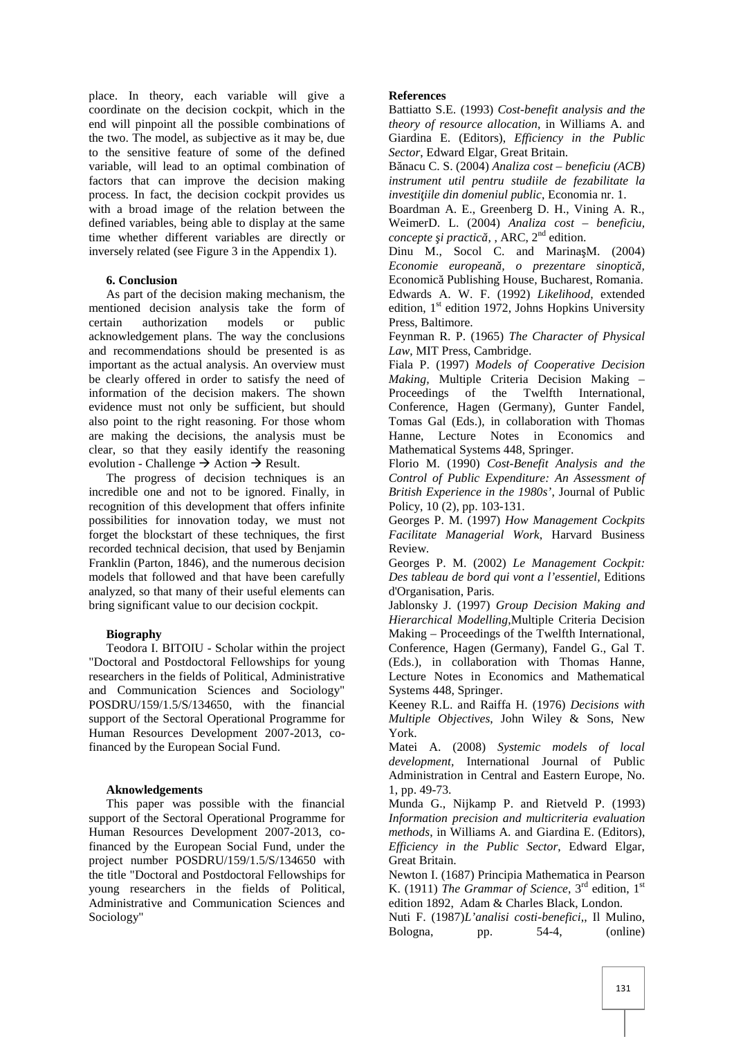place. In theory, each variable will give a coordinate on the decision cockpit, which in the end will pinpoint all the possible combinations of the two. The model, as subjective as it may be, due to the sensitive feature of some of the defined variable, will lead to an optimal combination of factors that can improve the decision making process. In fact, the decision cockpit provides us with a broad image of the relation between the defined variables, being able to display at the same time whether different variables are directly or inversely related (see Figure 3 in the Appendix 1).

## 6. Conclusion

As part of the decision making mechanism, the mentioned decision analysis take the form of certain authorization models or public acknowledgement plans. The way the conclusions and recommendations should be presented is as important as the actual analysis. An overview must be clearly offered in order to satisfy the need of information of the decision makers. The shown evidence must not only be sufficient, but should also point to the right reasoning. For those whom are making the decisions, the analysis must be clear, so that they easily identify the reasoning evolution - Challenge → Action → Result.

The progress of decision techniques is an incredible one and not to be ignored. Finally, in recognition of this development that offers infinite possibilities for innovation today, we must not forget the blockstart of these techniques, the first recorded technical decision, that used by Benjamin Franklin (Parton, 1846), and the numerous decision models that followed and that have been carefully analyzed, so that many of their useful elements can bring significant value to our decision cockpit.

## Biography

Teodora I. BITOIU - Scholar within the project "Doctoral and Postdoctoral Fellowships for young researchers in the fields of Political, Administrative and Communication Sciences and Sociology" POSDRU/159/1.5/S/134650, with the financial support of the Sectoral Operational Programme for Human Resources Development 2007-2013, co-financed by the European Social Fund.

## Aknowledgements

This paper was possible with the financial support of the Sectoral Operational Programme for Human Resources Development 2007-2013, co-financed by the European Social Fund, under the project number POSDRU/159/1.5/S/134650 with the title "Doctoral and Postdoctoral Fellowships for young researchers in the fields of Political, Administrative and Communication Sciences and Sociology"

## References

Battiatto S.E. (1993) *Cost-benefit analysis and the theory of resource allocation*, in Williams A. and Giardina E. (Editors), *Efficiency in the Public Sector*, Edward Elgar, Great Britain.

Bănacu C. S. (2004) *Analiza cost – beneficiu (ACB) instrument util pentru studiile de fezabilitate la investiţiile din domeniul public*, Economia nr. 1.

Boardman A. E., Greenberg D. H., Vining A. R., WeimerD. L. (2004) *Analiza cost – beneficiu, concepte şi practică*, , ARC, 2nd edition.

Dinu M., Socol C. and MarinaşM. (2004) *Economie europeană, o prezentare sinoptică*, Economică Publishing House, Bucharest, Romania.

Edwards A. W. F. (1992) *Likelihood*, extended edition, 1st edition 1972, Johns Hopkins University Press, Baltimore.

Feynman R. P. (1965) *The Character of Physical Law*, MIT Press, Cambridge.

Fiala P. (1997) *Models of Cooperative Decision Making*, Multiple Criteria Decision Making – Proceedings of the Twelfth International, Conference, Hagen (Germany), Gunter Fandel, Tomas Gal (Eds.), in collaboration with Thomas Hanne, Lecture Notes in Economics and Mathematical Systems 448, Springer.

Florio M. (1990) *Cost-Benefit Analysis and the Control of Public Expenditure: An Assessment of British Experience in the 1980s'*, Journal of Public Policy, 10 (2), pp. 103-131.

Georges P. M. (1997) *How Management Cockpits Facilitate Managerial Work*, Harvard Business Review.

Georges P. M. (2002) *Le Management Cockpit: Des tableau de bord qui vont a l'essentiel*, Editions d'Organisation, Paris.

Jablonsky J. (1997) *Group Decision Making and Hierarchical Modelling*,Multiple Criteria Decision Making – Proceedings of the Twelfth International, Conference, Hagen (Germany), Fandel G., Gal T. (Eds.), in collaboration with Thomas Hanne, Lecture Notes in Economics and Mathematical Systems 448, Springer.

Keeney R.L. and Raiffa H. (1976) *Decisions with Multiple Objectives*, John Wiley & Sons, New York.

Matei A. (2008) *Systemic models of local development*, International Journal of Public Administration in Central and Eastern Europe, No. 1, pp. 49-73.

Munda G., Nijkamp P. and Rietveld P. (1993) *Information precision and multicriteria evaluation methods*, in Williams A. and Giardina E. (Editors), *Efficiency in the Public Sector*, Edward Elgar, Great Britain.

Newton I. (1687) Principia Mathematica in Pearson K. (1911) *The Grammar of Science*, 3rd edition, 1st edition 1892, Adam & Charles Black, London.

Nuti F. (1987)*L'analisi costi-benefici*,, Il Mulino, Bologna, pp. 54-4, (online)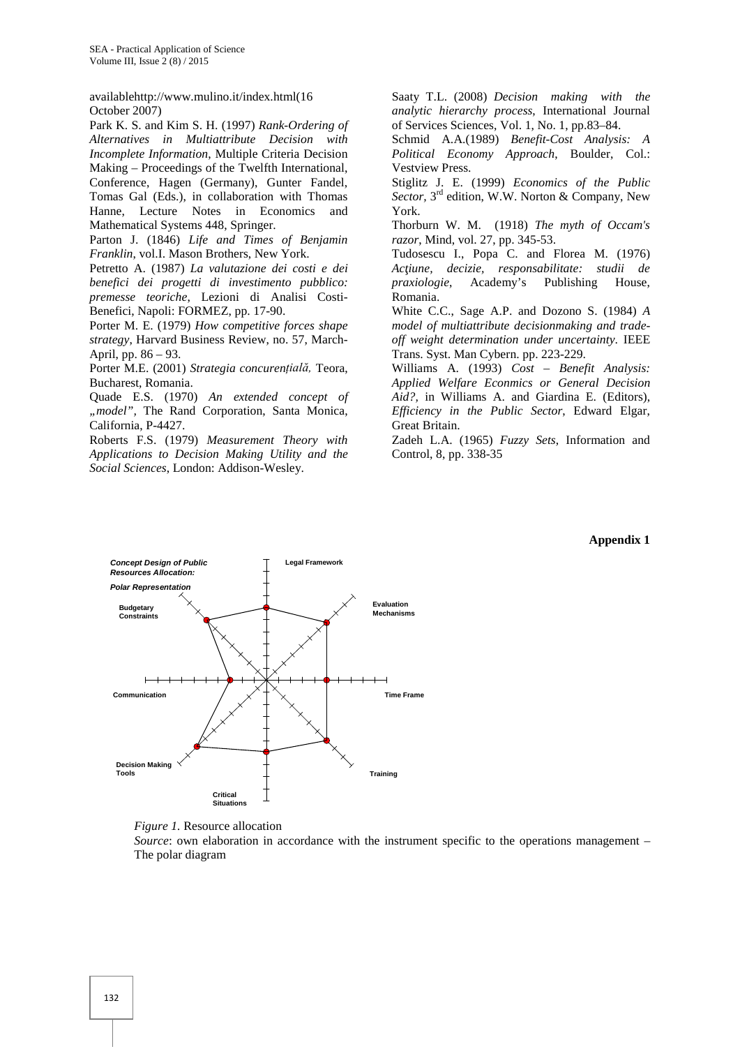availablehttp://www.mulino.it/index.html(16 October 2007)

Park K. S. and Kim S. H. (1997) *Rank-Ordering of Alternatives in Multiattribute Decision with Incomplete Information*, Multiple Criteria Decision Making – Proceedings of the Twelfth International, Conference, Hagen (Germany), Gunter Fandel, Tomas Gal (Eds.), in collaboration with Thomas Hanne, Lecture Notes in Economics and Mathematical Systems 448, Springer.

Parton J. (1846) *Life and Times of Benjamin Franklin*, vol.I. Mason Brothers, New York.

Petretto A. (1987) *La valutazione dei costi e dei benefici dei progetti di investimento pubblico: premesse teoriche*, Lezioni di Analisi Costi-Benefici, Napoli: FORMEZ, pp. 17-90.

Porter M. E. (1979) *How competitive forces shape strategy*, Harvard Business Review, no. 57, March-April, pp. 86 – 93.

Porter M.E. (2001) *Strategia concurențială,* Teora, Bucharest, Romania.

Quade E.S. (1970) *An extended concept of „model"*, The Rand Corporation, Santa Monica, California, P-4427.

Roberts F.S. (1979) *Measurement Theory with Applications to Decision Making Utility and the Social Sciences*, London: Addison-Wesley.

Saaty T.L. (2008) *Decision making with the analytic hierarchy process*, International Journal of Services Sciences, Vol. 1, No. 1, pp.83–84.

Schmid A.A.(1989) *Benefit-Cost Analysis: A Political Economy Approach*, Boulder, Col.: Vestview Press.

Stiglitz J. E. (1999) *Economics of the Public Sector*, 3rd edition, W.W. Norton & Company, New York.

Thorburn W. M. (1918) *The myth of Occam's razor*, Mind, vol. 27, pp. 345-53.

Tudosescu I., Popa C. and Florea M. (1976) *Acțiune, decizie, responsabilitate: studii de praxiologie*, Academy's Publishing House, Romania.

White C.C., Sage A.P. and Dozono S. (1984) *A model of multiattribute decisionmaking and trade-off weight determination under uncertainty*. IEEE Trans. Syst. Man Cybern. pp. 223-229.

Williams A. (1993) *Cost – Benefit Analysis: Applied Welfare Econmics or General Decision Aid?*, in Williams A. and Giardina E. (Editors), *Efficiency in the Public Sector*, Edward Elgar, Great Britain.

Zadeh L.A. (1965) *Fuzzy Sets*, Information and Control, 8, pp. 338-35

**Appendix 1**

*Concept Design of Public Resources Allocation: Polar Representation*

Legal Framework · Evaluation Mechanisms · Time Frame · Training · Critical Situations · Decision Making Tools · Communication · Budgetary Constraints

*Figure 1.* Resource allocation

*Source*: own elaboration in accordance with the instrument specific to the operations management – The polar diagram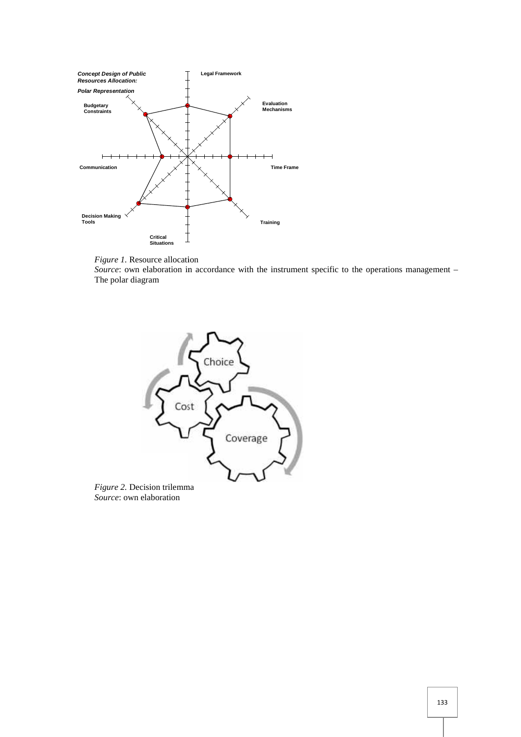*Figure 1.* Resource allocation
*Source*: own elaboration in accordance with the instrument specific to the operations management – The polar diagram

*Figure 2.* Decision trilemma
*Source*: own elaboration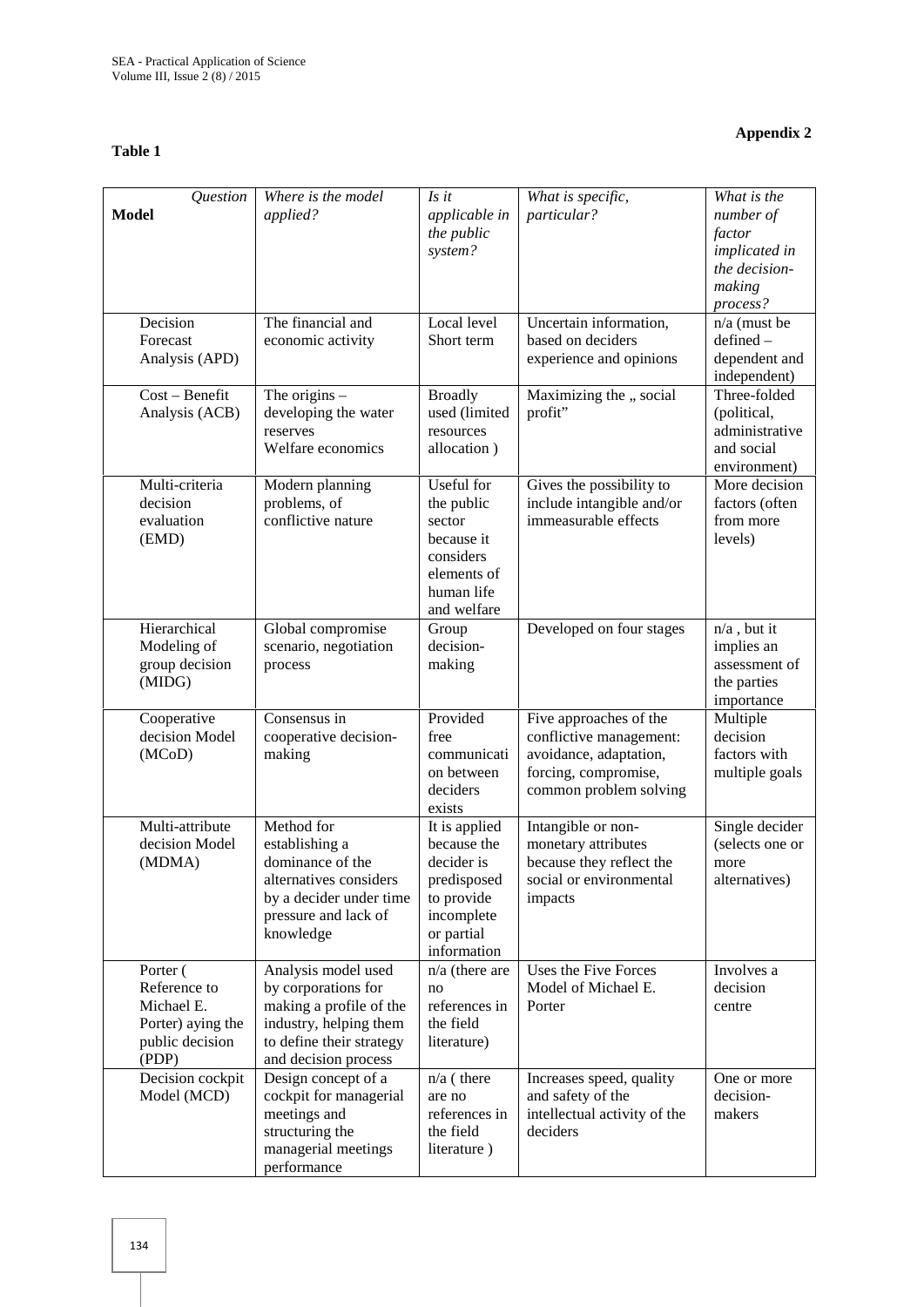**Appendix 2**

**Table 1**

| *Question* **Model** | *Where is the model applied?* | *Is it applicable in the public system?* | *What is specific, particular?* | *What is the number of factor implicated in the decision-making process?* |
|---|---|---|---|---|
| Decision Forecast Analysis (APD) | The financial and economic activity | Local level Short term | Uncertain information, based on deciders experience and opinions | n/a (must be defined – dependent and independent) |
| Cost – Benefit Analysis (ACB) | The origins – developing the water reserves Welfare economics | Broadly used (limited resources allocation ) | Maximizing the „ social profit" | Three-folded (political, administrative and social environment) |
| Multi-criteria decision evaluation (EMD) | Modern planning problems, of conflictive nature | Useful for the public sector because it considers elements of human life and welfare | Gives the possibility to include intangible and/or immeasurable effects | More decision factors (often from more levels) |
| Hierarchical Modeling of group decision (MIDG) | Global compromise scenario, negotiation process | Group decision-making | Developed on four stages | n/a , but it implies an assessment of the parties importance |
| Cooperative decision Model (MCoD) | Consensus in cooperative decision-making | Provided free communication between deciders exists | Five approaches of the conflictive management: avoidance, adaptation, forcing, compromise, common problem solving | Multiple decision factors with multiple goals |
| Multi-attribute decision Model (MDMA) | Method for establishing a dominance of the alternatives considers by a decider under time pressure and lack of knowledge | It is applied because the decider is predisposed to provide incomplete or partial information | Intangible or non-monetary attributes because they reflect the social or environmental impacts | Single decider (selects one or more alternatives) |
| Porter ( Reference to Michael E. Porter) aying the public decision (PDP) | Analysis model used by corporations for making a profile of the industry, helping them to define their strategy and decision process | n/a (there are no references in the field literature) | Uses the Five Forces Model of Michael E. Porter | Involves a decision centre |
| Decision cockpit Model (MCD) | Design concept of a cockpit for managerial meetings and structuring the managerial meetings performance | n/a ( there are no references in the field literature ) | Increases speed, quality and safety of the intellectual activity of the deciders | One or more decision-makers |